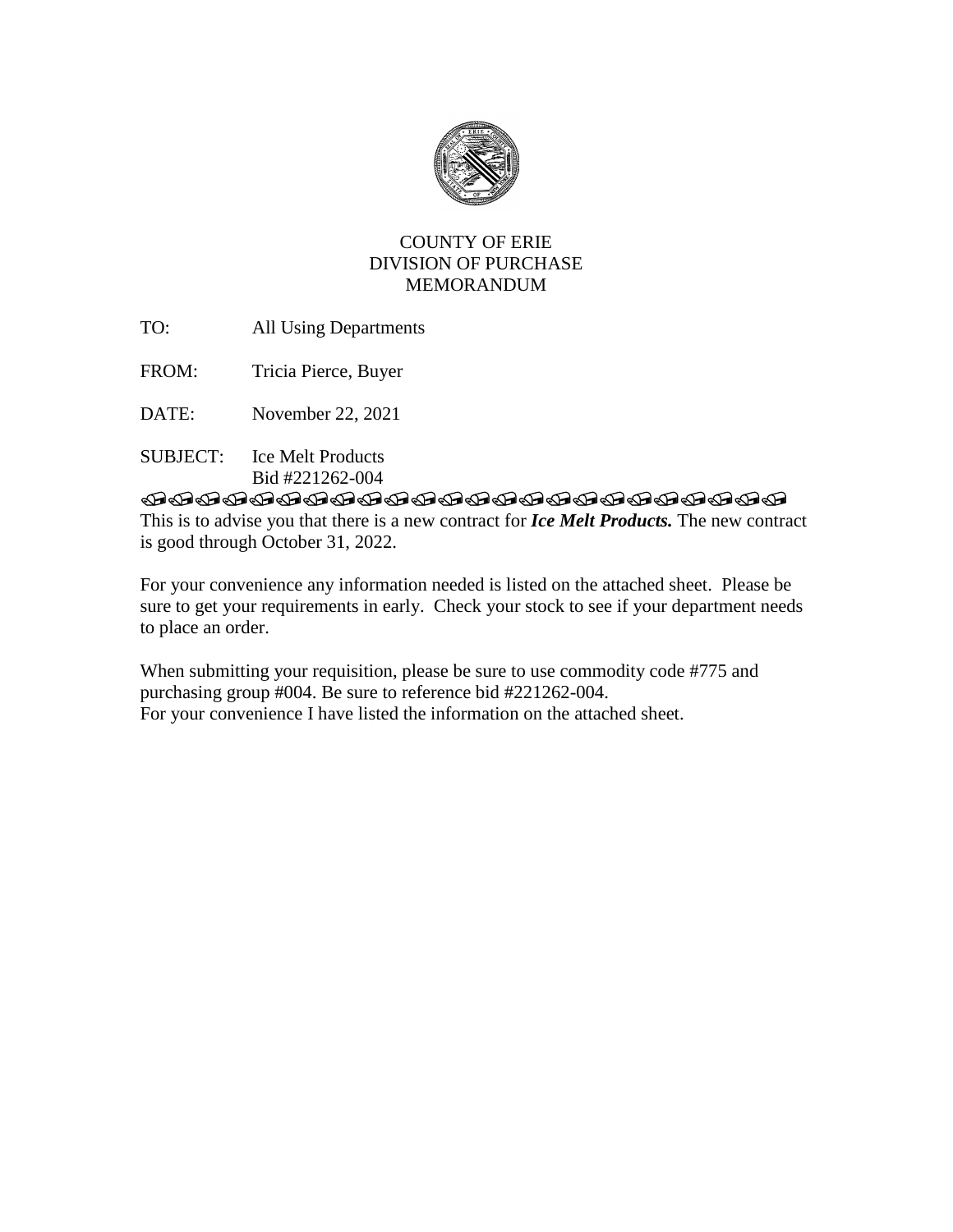COUNTY OF ERIE
DIVISION OF PURCHASE
MEMORANDUM

TO: All Using Departments

FROM: Tricia Pierce, Buyer

DATE: November 22, 2021

SUBJECT: Ice Melt Products
Bid #221262-004

---

This is to advise you that there is a new contract for ***Ice Melt Products.*** The new contract is good through October 31, 2022.

For your convenience any information needed is listed on the attached sheet. Please be sure to get your requirements in early. Check your stock to see if your department needs to place an order.

When submitting your requisition, please be sure to use commodity code #775 and purchasing group #004. Be sure to reference bid #221262-004.
For your convenience I have listed the information on the attached sheet.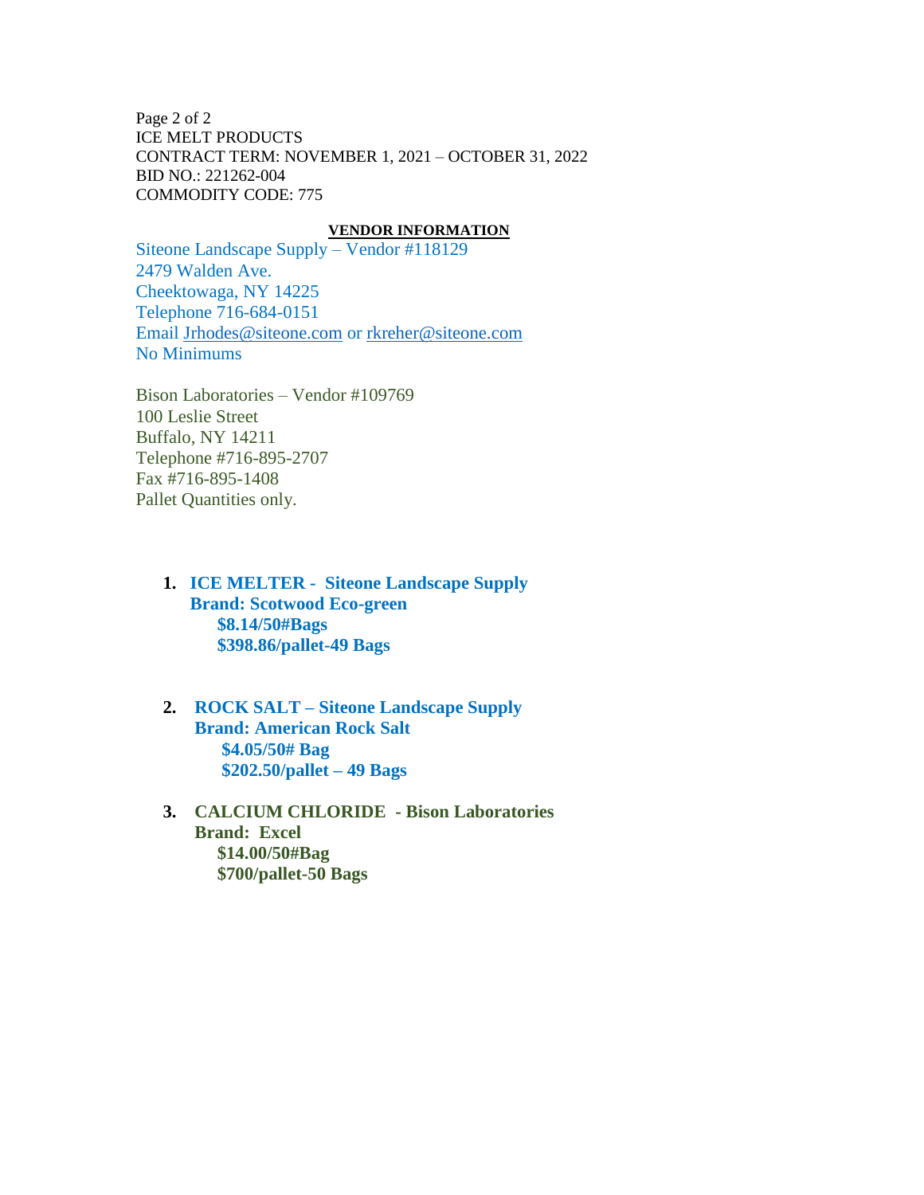ICE MELT PRODUCTS
CONTRACT TERM: NOVEMBER 1, 2021 – OCTOBER 31, 2022
BID NO.: 221262-004
COMMODITY CODE: 775

**VENDOR INFORMATION**

Siteone Landscape Supply – Vendor #118129
2479 Walden Ave.
Cheektowaga, NY 14225
Telephone 716-684-0151
Email Jrhodes@siteone.com or rkreher@siteone.com
No Minimums

Bison Laboratories – Vendor #109769
100 Leslie Street
Buffalo, NY 14211
Telephone #716-895-2707
Fax #716-895-1408
Pallet Quantities only.

1. **ICE MELTER - Siteone Landscape Supply**
   **Brand: Scotwood Eco-green**
   **$8.14/50#Bags**
   **$398.86/pallet-49 Bags**

2. **ROCK SALT – Siteone Landscape Supply**
   **Brand: American Rock Salt**
   **$4.05/50# Bag**
   **$202.50/pallet – 49 Bags**

3. **CALCIUM CHLORIDE - Bison Laboratories**
   **Brand: Excel**
   **$14.00/50#Bag**
   **$700/pallet-50 Bags**